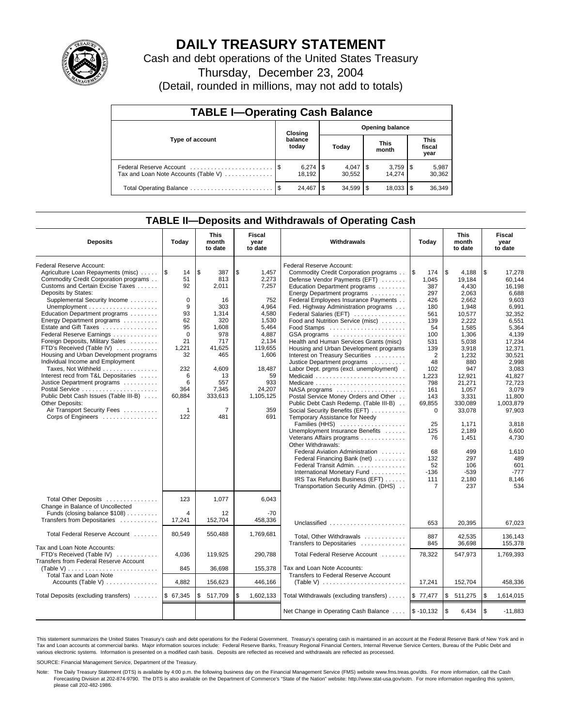# DAILY TREASURY STATEMENT

Cash and debt operations of the United States Treasury

Thursday, December 23, 2004

(Detail, rounded in millions, may not add to totals)

## TABLE I—Operating Cash Balance

| Type of account | Closing balance today | Opening balance Today | Opening balance This month | Opening balance This fiscal year |
|---|---|---|---|---|
| Federal Reserve Account | $ 6,274 | $ 4,047 | $ 3,759 | $ 5,987 |
| Tax and Loan Note Accounts (Table V) | 18,192 | 30,552 | 14,274 | 30,362 |
| Total Operating Balance | $ 24,467 | $ 34,599 | $ 18,033 | $ 36,349 |

## TABLE II—Deposits and Withdrawals of Operating Cash

| Deposits | Today | This month to date | Fiscal year to date | Withdrawals | Today | This month to date | Fiscal year to date |
|---|---|---|---|---|---|---|---|
| Federal Reserve Account: | | | | Federal Reserve Account: | | | |
| Agriculture Loan Repayments (misc) | $ 14 | $ 387 | $ 1,457 | Commodity Credit Corporation programs | $ 174 | $ 4,188 | $ 17,278 |
| Commodity Credit Corporation programs | 51 | 813 | 2,273 | Defense Vendor Payments (EFT) | 1,045 | 19,184 | 60,144 |
| Customs and Certain Excise Taxes | 92 | 2,011 | 7,257 | Education Department programs | 387 | 4,430 | 16,198 |
| Deposits by States: | | | | Energy Department programs | 297 | 2,063 | 6,688 |
| Supplemental Security Income | 0 | 16 | 752 | Federal Employees Insurance Payments | 426 | 2,662 | 9,603 |
| Unemployment | 9 | 303 | 4,964 | Fed. Highway Administration programs | 180 | 1,948 | 6,991 |
| Education Department programs | 93 | 1,314 | 4,580 | Federal Salaries (EFT) | 561 | 10,577 | 32,352 |
| Energy Department programs | 62 | 320 | 1,530 | Food and Nutrition Service (misc) | 139 | 2,222 | 6,551 |
| Estate and Gift Taxes | 95 | 1,608 | 5,464 | Food Stamps | 54 | 1,585 | 5,364 |
| Federal Reserve Earnings | 0 | 978 | 4,887 | GSA programs | 100 | 1,306 | 4,139 |
| Foreign Deposits, Military Sales | 21 | 717 | 2,134 | Health and Human Services Grants (misc) | 531 | 5,038 | 17,234 |
| FTD's Received (Table IV) | 1,221 | 41,625 | 119,655 | Housing and Urban Development programs | 139 | 3,918 | 12,371 |
| Housing and Urban Development programs | 32 | 465 | 1,606 | Interest on Treasury Securities | 2 | 1,232 | 30,521 |
| Individual Income and Employment | | | | Justice Department programs | 48 | 880 | 2,998 |
| Taxes, Not Withheld | 232 | 4,609 | 18,487 | Labor Dept. prgms (excl. unemployment) | 102 | 947 | 3,083 |
| Interest recd from T&L Depositaries | 6 | 13 | 59 | Medicaid | 1,223 | 12,921 | 41,827 |
| Justice Department programs | 6 | 557 | 933 | Medicare | 798 | 21,271 | 72,723 |
| Postal Service | 364 | 7,345 | 24,207 | NASA programs | 161 | 1,057 | 3,079 |
| Public Debt Cash Issues (Table III-B) | 60,884 | 333,613 | 1,105,125 | Postal Service Money Orders and Other | 143 | 3,331 | 11,800 |
| Other Deposits: | | | | Public Debt Cash Redemp. (Table III-B) | 69,855 | 330,089 | 1,003,879 |
| Air Transport Security Fees | 1 | 7 | 359 | Social Security Benefits (EFT) | 0 | 33,078 | 97,903 |
| Corps of Engineers | 122 | 481 | 691 | Temporary Assistance for Needy | | | |
| | | | | Families (HHS) | 25 | 1,171 | 3,818 |
| | | | | Unemployment Insurance Benefits | 125 | 2,189 | 6,600 |
| | | | | Veterans Affairs programs | 76 | 1,451 | 4,730 |
| | | | | Other Withdrawals: | | | |
| | | | | Federal Aviation Administration | 68 | 499 | 1,610 |
| | | | | Federal Financing Bank (net) | 132 | 297 | 489 |
| | | | | Federal Transit Admin. | 52 | 106 | 601 |
| | | | | International Monetary Fund | -136 | -539 | -777 |
| | | | | IRS Tax Refunds Business (EFT) | 111 | 2,180 | 8,146 |
| | | | | Transportation Security Admin. (DHS) | 7 | 237 | 534 |
| Total Other Deposits | 123 | 1,077 | 6,043 | | | | |
| Change in Balance of Uncollected Funds (closing balance $108) | 4 | 12 | -70 | | | | |
| Transfers from Depositaries | 17,241 | 152,704 | 458,336 | Unclassified | 653 | 20,395 | 67,023 |
| Total Federal Reserve Account | 80,549 | 550,488 | 1,769,681 | Total, Other Withdrawals | 887 | 42,535 | 136,143 |
| | | | | Transfers to Depositaries | 845 | 36,698 | 155,378 |
| Tax and Loan Note Accounts: | | | | | | | |
| FTD's Received (Table IV) | 4,036 | 119,925 | 290,788 | Total Federal Reserve Account | 78,322 | 547,973 | 1,769,393 |
| Transfers from Federal Reserve Account (Table V) | 845 | 36,698 | 155,378 | Tax and Loan Note Accounts: | | | |
| Total Tax and Loan Note Accounts (Table V) | 4,882 | 156,623 | 446,166 | Transfers to Federal Reserve Account (Table V) | 17,241 | 152,704 | 458,336 |
| Total Deposits (excluding transfers) | $ 67,345 | $ 517,709 | $ 1,602,133 | Total Withdrawals (excluding transfers) | $ 77,477 | $ 511,275 | $ 1,614,015 |
| | | | | Net Change in Operating Cash Balance | $ -10,132 | $ 6,434 | $ -11,883 |

This statement summarizes the United States Treasury's cash and debt operations for the Federal Government. Treasury's operating cash is maintained in an account at the Federal Reserve Bank of New York and in Tax and Loan accounts at commercial banks. Major information sources include: Federal Reserve Banks, Treasury Regional Financial Centers, Internal Revenue Service Centers, Bureau of the Public Debt and various electronic systems. Information is presented on a modified cash basis. Deposits are reflected as received and withdrawals are reflected as processed.

SOURCE: Financial Management Service, Department of the Treasury.

Note: The Daily Treasury Statement (DTS) is available by 4:00 p.m. the following business day on the Financial Management Service (FMS) website www.fms.treas.gov/dts. For more information, call the Cash Forecasting Division at 202-874-9790. The DTS is also available on the Department of Commerce's "State of the Nation" website: http://www.stat-usa.gov/sotn. For more information regarding this system, please call 202-482-1986.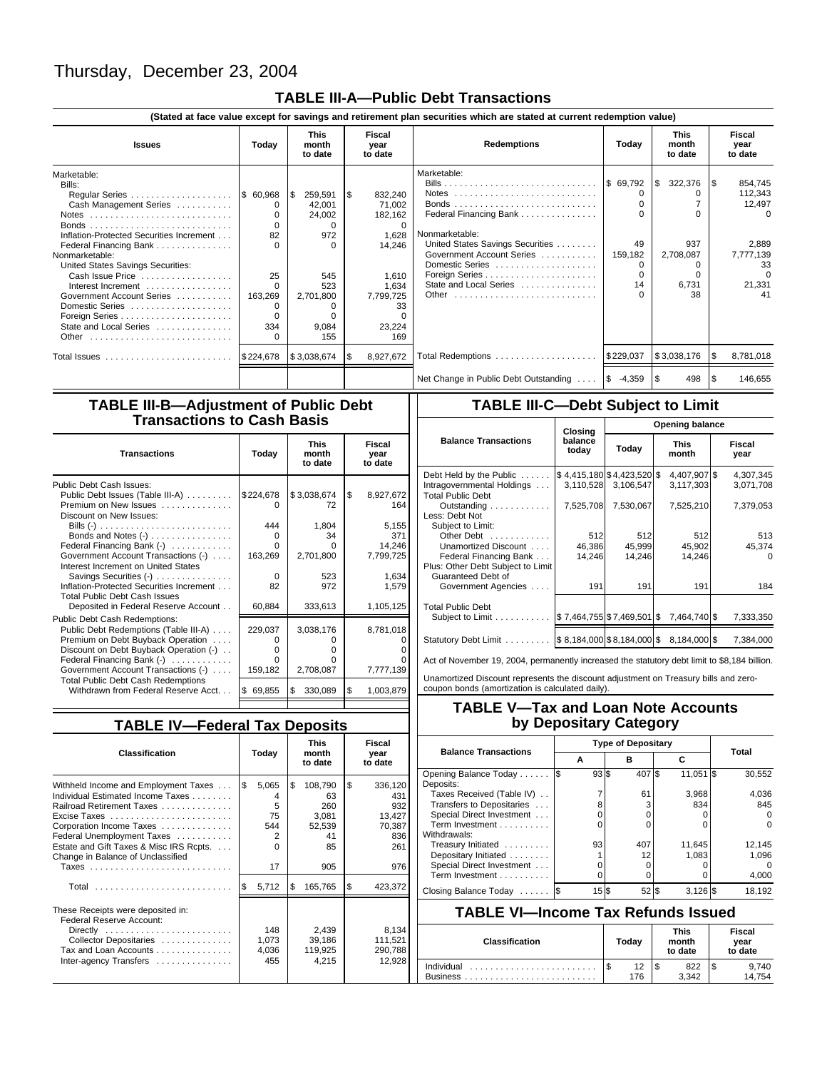# Thursday, December 23, 2004

## TABLE III-A—Public Debt Transactions

(Stated at face value except for savings and retirement plan securities which are stated at current redemption value)

| Issues | Today | This month to date | Fiscal year to date |
|---|---|---|---|
| Marketable: | | | |
| Bills: | | | |
| Regular Series | $ 60,968 | $ 259,591 | $ 832,240 |
| Cash Management Series | 0 | 42,001 | 71,002 |
| Notes | 0 | 24,002 | 182,162 |
| Bonds | 0 | 0 | 0 |
| Inflation-Protected Securities Increment | 82 | 972 | 1,628 |
| Federal Financing Bank | 0 | 0 | 14,246 |
| Nonmarketable: | | | |
| United States Savings Securities: | | | |
| Cash Issue Price | 25 | 545 | 1,610 |
| Interest Increment | 0 | 523 | 1,634 |
| Government Account Series | 163,269 | 2,701,800 | 7,799,725 |
| Domestic Series | 0 | 0 | 33 |
| Foreign Series | 0 | 0 | 0 |
| State and Local Series | 334 | 9,084 | 23,224 |
| Other | 0 | 155 | 169 |
| Total Issues | $224,678 | $3,038,674 | $ 8,927,672 |

| Redemptions | Today | This month to date | Fiscal year to date |
|---|---|---|---|
| Marketable: | | | |
| Bills | $ 69,792 | $ 322,376 | $ 854,745 |
| Notes | 0 | 0 | 112,343 |
| Bonds | 0 | 7 | 12,497 |
| Federal Financing Bank | 0 | 0 | 0 |
| Nonmarketable: | | | |
| United States Savings Securities | 49 | 937 | 2,889 |
| Government Account Series | 159,182 | 2,708,087 | 7,777,139 |
| Domestic Series | 0 | 0 | 33 |
| Foreign Series | 0 | 0 | 0 |
| State and Local Series | 14 | 6,731 | 21,331 |
| Other | 0 | 38 | 41 |
| Total Redemptions | $229,037 | $3,038,176 | $ 8,781,018 |
| Net Change in Public Debt Outstanding | $ -4,359 | $ 498 | $ 146,655 |

## TABLE III-B—Adjustment of Public Debt Transactions to Cash Basis

| Transactions | Today | This month to date | Fiscal year to date |
|---|---|---|---|
| Public Debt Cash Issues: | | | |
| Public Debt Issues (Table III-A) | $224,678 | $3,038,674 | $ 8,927,672 |
| Premium on New Issues | 0 | 72 | 164 |
| Discount on New Issues: | | | |
| Bills (-) | 444 | 1,804 | 5,155 |
| Bonds and Notes (-) | 0 | 34 | 371 |
| Federal Financing Bank (-) | 0 | 0 | 14,246 |
| Government Account Transactions (-) | 163,269 | 2,701,800 | 7,799,725 |
| Interest Increment on United States Savings Securities (-) | 0 | 523 | 1,634 |
| Inflation-Protected Securities Increment | 82 | 972 | 1,579 |
| Total Public Debt Cash Issues Deposited in Federal Reserve Account | 60,884 | 333,613 | 1,105,125 |
| Public Debt Cash Redemptions: | | | |
| Public Debt Redemptions (Table III-A) | 229,037 | 3,038,176 | 8,781,018 |
| Premium on Debt Buyback Operation | 0 | 0 | 0 |
| Discount on Debt Buyback Operation (-) | 0 | 0 | 0 |
| Federal Financing Bank (-) | 0 | 0 | 0 |
| Government Account Transactions (-) | 159,182 | 2,708,087 | 7,777,139 |
| Total Public Debt Cash Redemptions Withdrawn from Federal Reserve Acct. | $ 69,855 | $ 330,089 | $ 1,003,879 |

## TABLE III-C—Debt Subject to Limit

| Balance Transactions | Closing balance today | Opening balance | | |
|---|---|---|---|---|
| | | Today | This month | Fiscal year |
| Debt Held by the Public | $ 4,415,180 | $ 4,423,520 | $ 4,407,907 | $ 4,307,345 |
| Intragovernmental Holdings | 3,110,528 | 3,106,547 | 3,117,303 | 3,071,708 |
| Total Public Debt Outstanding | 7,525,708 | 7,530,067 | 7,525,210 | 7,379,053 |
| Less: Debt Not Subject to Limit: | | | | |
| Other Debt | 512 | 512 | 512 | 513 |
| Unamortized Discount | 46,386 | 45,999 | 45,902 | 45,374 |
| Federal Financing Bank | 14,246 | 14,246 | 14,246 | 0 |
| Plus: Other Debt Subject to Limit Guaranteed Debt of Government Agencies | 191 | 191 | 191 | 184 |
| Total Public Debt Subject to Limit | $ 7,464,755 | $ 7,469,501 | $ 7,464,740 | $ 7,333,350 |
| Statutory Debt Limit | $ 8,184,000 | $ 8,184,000 | $ 8,184,000 | $ 7,384,000 |

Act of November 19, 2004, permanently increased the statutory debt limit to $8,184 billion.

Unamortized Discount represents the discount adjustment on Treasury bills and zero-coupon bonds (amortization is calculated daily).

## TABLE IV—Federal Tax Deposits

| Classification | Today | This month to date | Fiscal year to date |
|---|---|---|---|
| Withheld Income and Employment Taxes | $ 5,065 | $ 108,790 | $ 336,120 |
| Individual Estimated Income Taxes | 4 | 63 | 431 |
| Railroad Retirement Taxes | 5 | 260 | 932 |
| Excise Taxes | 75 | 3,081 | 13,427 |
| Corporation Income Taxes | 544 | 52,539 | 70,387 |
| Federal Unemployment Taxes | 2 | 41 | 836 |
| Estate and Gift Taxes & Misc IRS Rcpts. | 0 | 85 | 261 |
| Change in Balance of Unclassified Taxes | 17 | 905 | 976 |
| Total | $ 5,712 | $ 165,765 | $ 423,372 |
| These Receipts were deposited in: | | | |
| Federal Reserve Account: | | | |
| Directly | 148 | 2,439 | 8,134 |
| Collector Depositaries | 1,073 | 39,186 | 111,521 |
| Tax and Loan Accounts | 4,036 | 119,925 | 290,788 |
| Inter-agency Transfers | 455 | 4,215 | 12,928 |

## TABLE V—Tax and Loan Note Accounts by Depositary Category

| Balance Transactions | Type of Depositary | | | Total |
|---|---|---|---|---|
| | A | B | C | |
| Opening Balance Today | $ 93 | $ 407 | $ 11,051 | $ 30,552 |
| Deposits: | | | | |
| Taxes Received (Table IV) | 7 | 61 | 3,968 | 4,036 |
| Transfers to Depositaries | 8 | 3 | 834 | 845 |
| Special Direct Investment | 0 | 0 | 0 | 0 |
| Term Investment | 0 | 0 | 0 | 0 |
| Withdrawals: | | | | |
| Treasury Initiated | 93 | 407 | 11,645 | 12,145 |
| Depositary Initiated | 1 | 12 | 1,083 | 1,096 |
| Special Direct Investment | 0 | 0 | 0 | 0 |
| Term Investment | 0 | 0 | 0 | 4,000 |
| Closing Balance Today | $ 15 | $ 52 | $ 3,126 | $ 18,192 |

## TABLE VI—Income Tax Refunds Issued

| Classification | Today | This month to date | Fiscal year to date |
|---|---|---|---|
| Individual | $ 12 | $ 822 | $ 9,740 |
| Business | 176 | 3,342 | 14,754 |